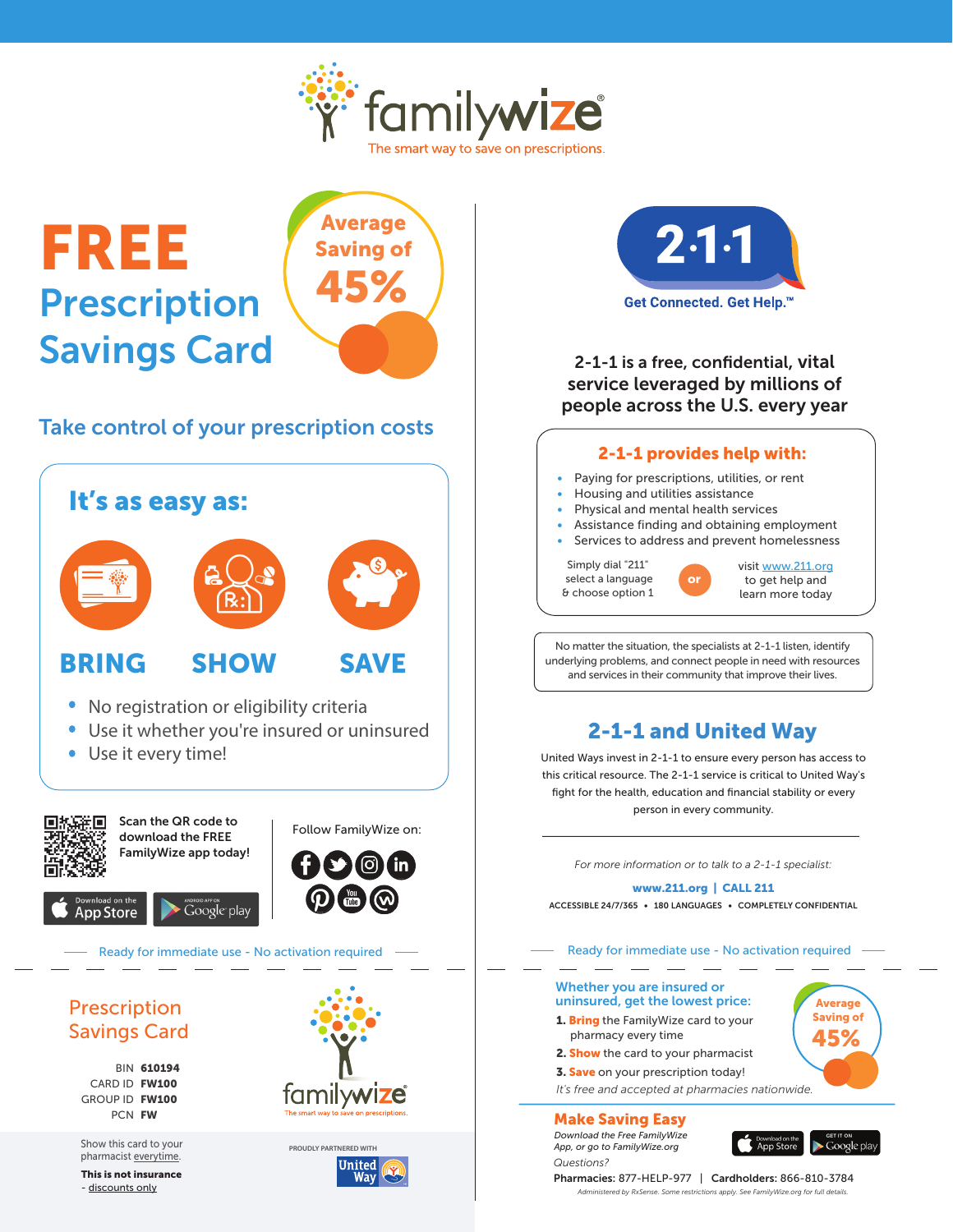# familywize

The smart way to save on prescriptions.

# FREE Prescription Savings Card

Average Saving of **45%**

## Take control of your prescription costs

### It's as easy as:

**BRING** **SHOW** **SAVE**

- No registration or eligibility criteria
- Use it whether you're insured or uninsured
- Use it every time!

Scan the QR code to download the FREE FamilyWize app today!

Download on the App Store | Android App on Google play

Follow FamilyWize on:

Ready for immediate use - No activation required

## Prescription Savings Card

BIN **610194**
CARD ID **FW100**
GROUP ID **FW100**
PCN **FW**

familywize — The smart way to save on prescriptions.

Show this card to your pharmacist everytime.

**This is not insurance** - discounts only

PROUDLY PARTNERED WITH United Way

# 2·1·1

Get Connected. Get Help.™

**2-1-1 is a free, confidential, vital service leveraged by millions of people across the U.S. every year**

### 2-1-1 provides help with:

- Paying for prescriptions, utilities, or rent
- Housing and utilities assistance
- Physical and mental health services
- Assistance finding and obtaining employment
- Services to address and prevent homelessness

Simply dial "211" select a language & choose option 1 **or** visit www.211.org to get help and learn more today

No matter the situation, the specialists at 2-1-1 listen, identify underlying problems, and connect people in need with resources and services in their community that improve their lives.

## 2-1-1 and United Way

United Ways invest in 2-1-1 to ensure every person has access to this critical resource. The 2-1-1 service is critical to United Way's fight for the health, education and financial stability or every person in every community.

*For more information or to talk to a 2-1-1 specialist:*

**www.211.org | CALL 211**

ACCESSIBLE 24/7/365 • 180 LANGUAGES • COMPLETELY CONFIDENTIAL

Ready for immediate use - No activation required

### Whether you are insured or uninsured, get the lowest price:

1. **Bring** the FamilyWize card to your pharmacy every time
2. **Show** the card to your pharmacist
3. **Save** on your prescription today!

*It's free and accepted at pharmacies nationwide.*

Average Saving of **45%**

### Make Saving Easy

*Download the Free FamilyWize App, or go to FamilyWize.org*

Download on the App Store | Get it on Google play

*Questions?*

**Pharmacies:** 877-HELP-977 | **Cardholders:** 866-810-3784

*Administered by RxSense. Some restrictions apply. See FamilyWize.org for full details.*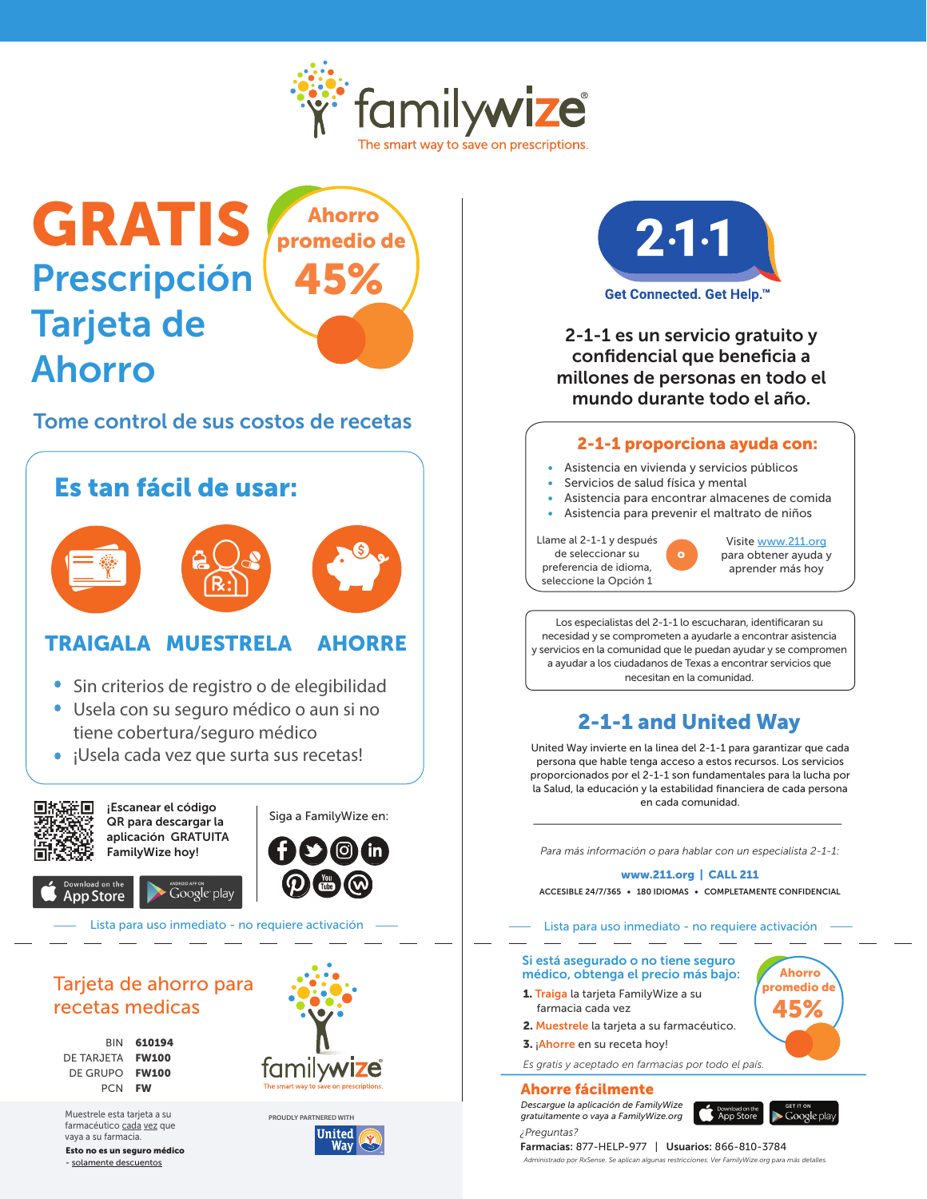familywize

The smart way to save on prescriptions.

# GRATIS Prescripción Tarjeta de Ahorro

Ahorro promedio de **45%**

## Tome control de sus costos de recetas

### Es tan fácil de usar:

**TRAIGALA** **MUESTRELA** **AHORRE**

- Sin criterios de registro o de elegibilidad
- Usela con su seguro médico o aun si no tiene cobertura/seguro médico
- ¡Usela cada vez que surta sus recetas!

¡Escanear el código QR para descargar la aplicación GRATUITA FamilyWize hoy!

Download on the App Store | Android App on Google play

Siga a FamilyWize en:

Lista para uso inmediato - no requiere activación

## Tarjeta de ahorro para recetas medicas

| | |
|---|---|
| BIN | **610194** |
| DE TARJETA | **FW100** |
| DE GRUPO | **FW100** |
| PCN | **FW** |

familywize — The smart way to save on prescriptions.

Muestrele esta tarjeta a su farmacéutico cada vez que vaya a su farmacia.

**Esto no es un seguro médico** - solamente descuentos

PROUDLY PARTNERED WITH United Way

# 2·1·1

**Get Connected. Get Help.™**

### 2-1-1 es un servicio gratuito y confidencial que beneficia a millones de personas en todo el mundo durante todo el año.

### 2-1-1 proporciona ayuda con:

- Asistencia en vivienda y servicios públicos
- Servicios de salud física y mental
- Asistencia para encontrar almacenes de comida
- Asistencia para prevenir el maltrato de niños

Llame al 2-1-1 y después de seleccionar su preferencia de idioma, seleccione la Opción 1

Visite www.211.org para obtener ayuda y aprender más hoy

Los especialistas del 2-1-1 lo escucharan, identificaran su necesidad y se comprometen a encontrar asistencia y servicios en la comunidad que le puedan ayudar y se comprometen a ayudar a los ciudadanos de Texas a encontrar servicios que necesitan en la comunidad.

## 2-1-1 and United Way

United Way invierte en la linea del 2-1-1 para garantizar que cada persona que hable tenga acceso a estos recursos. Los servicios proporcionados por el 2-1-1 son fundamentales para la lucha por la Salud, la educación y la estabilidad financiera de cada persona en cada comunidad.

*Para más información o para hablar con un especialista 2-1-1:*

**www.211.org | CALL 211**

ACCESIBLE 24/7/365 • 180 IDIOMAS • COMPLETAMENTE CONFIDENCIAL

Lista para uso inmediato - no requiere activación

**Si está asegurado o no tiene seguro médico, obtenga el precio más bajo:**

1. **Traiga** la tarjeta FamilyWize a su farmacia cada vez
2. **Muestrele** la tarjeta a su farmacéutico.
3. ¡**Ahorre** en su receta hoy!

Ahorro promedio de **45%**

*Es gratis y aceptado en farmacias por todo el país.*

### Ahorre fácilmente

*Descargue la aplicación de FamilyWize gratuitamente o vaya a FamilyWize.org*

Download on the App Store | Get it on Google play

*¿Preguntas?*

**Farmacias:** 877-HELP-977 | **Usuarios:** 866-810-3784

*Administrado por RxSense. Se aplican algunas restricciones. Ver FamilyWize.org para más detalles.*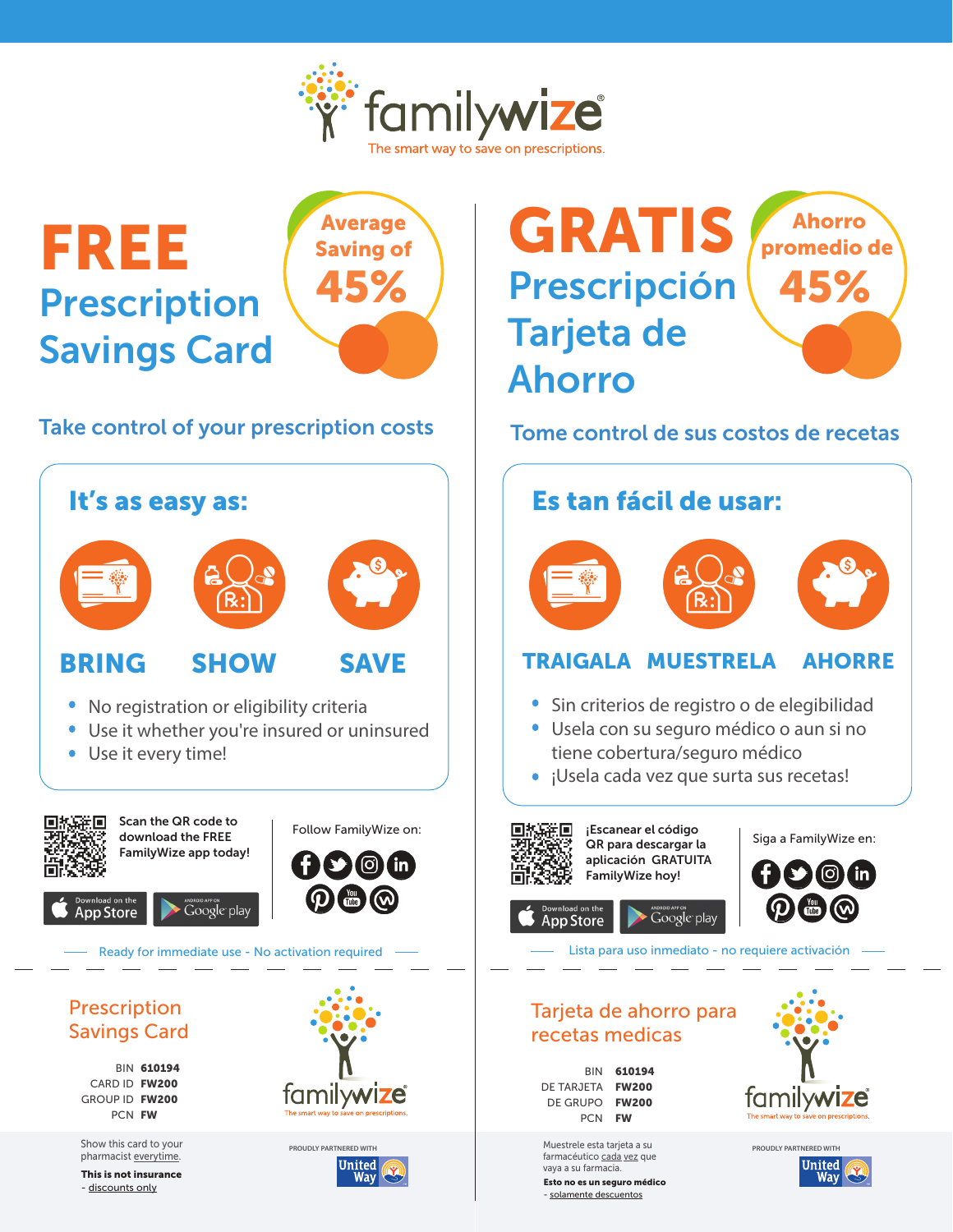# familywize

The smart way to save on prescriptions.

## FREE Prescription Savings Card

Average Saving of 45%

Take control of your prescription costs

### It's as easy as:

**BRING** **SHOW** **SAVE**

- No registration or eligibility criteria
- Use it whether you're insured or uninsured
- Use it every time!

Scan the QR code to download the FREE FamilyWize app today!

Download on the App Store | Android App on Google play

Follow FamilyWize on:

Ready for immediate use - No activation required

## GRATIS Prescripción Tarjeta de Ahorro

Ahorro promedio de 45%

Tome control de sus costos de recetas

### Es tan fácil de usar:

**TRAIGALA** **MUESTRELA** **AHORRE**

- Sin criterios de registro o de elegibilidad
- Usela con su seguro médico o aun si no tiene cobertura/seguro médico
- ¡Usela cada vez que surta sus recetas!

¡Escanear el código QR para descargar la aplicación GRATUITA FamilyWize hoy!

Download on the App Store | Android App on Google play

Siga a FamilyWize en:

Lista para uso inmediato - no requiere activación

---

Prescription Savings Card

BIN **610194**
CARD ID **FW200**
GROUP ID **FW200**
PCN **FW**

familywize
The smart way to save on prescriptions.

Show this card to your pharmacist everytime.

**This is not insurance** - discounts only

PROUDLY PARTNERED WITH United Way

---

Tarjeta de ahorro para recetas medicas

BIN **610194**
DE TARJETA **FW200**
DE GRUPO **FW200**
PCN **FW**

familywize
The smart way to save on prescriptions.

Muestrele esta tarjeta a su farmacéutico cada vez que vaya a su farmacia.

**Esto no es un seguro médico** - solamente descuentos

PROUDLY PARTNERED WITH United Way